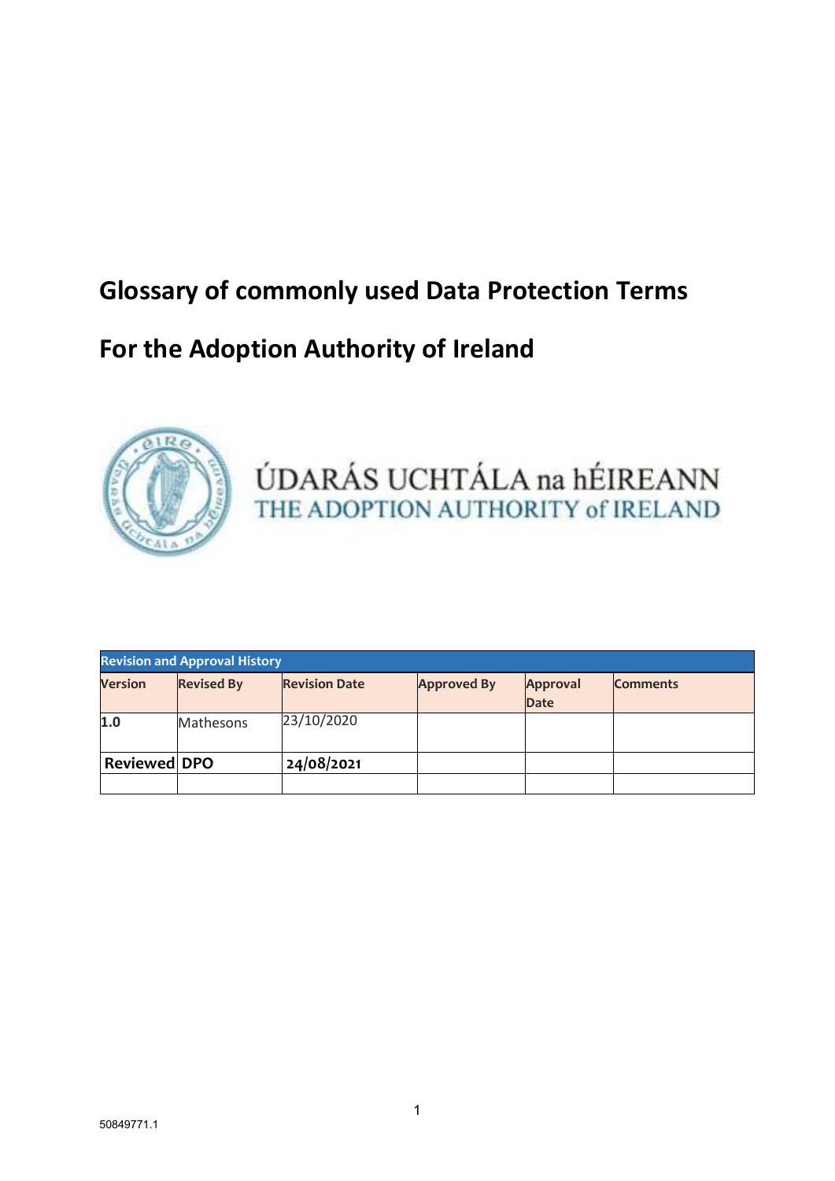# Glossary of commonly used Data Protection Terms

# For the Adoption Authority of Ireland

ÚDARÁS UCHTÁLA na hÉIREANN
THE ADOPTION AUTHORITY of IRELAND

| Revision and Approval History | | | | | |
|---|---|---|---|---|---|
| **Version** | **Revised By** | **Revision Date** | **Approved By** | **Approval Date** | **Comments** |
| **1.0** | Mathesons | 23/10/2020 | | | |
| **Reviewed** | **DPO** | **24/08/2021** | | | |
| | | | | | |

50849771.1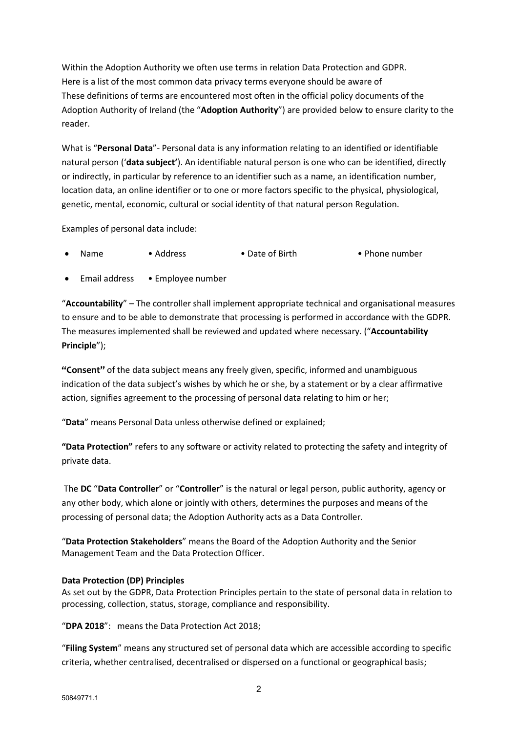Within the Adoption Authority we often use terms in relation Data Protection and GDPR. Here is a list of the most common data privacy terms everyone should be aware of These definitions of terms are encountered most often in the official policy documents of the Adoption Authority of Ireland (the "**Adoption Authority**") are provided below to ensure clarity to the reader.

What is "**Personal Data**"- Personal data is any information relating to an identified or identifiable natural person ('**data subject'**). An identifiable natural person is one who can be identified, directly or indirectly, in particular by reference to an identifier such as a name, an identification number, location data, an online identifier or to one or more factors specific to the physical, physiological, genetic, mental, economic, cultural or social identity of that natural person Regulation.

Examples of personal data include:

- Name
- Address
- Date of Birth
- Phone number
- Email address
- Employee number

"**Accountability**" – The controller shall implement appropriate technical and organisational measures to ensure and to be able to demonstrate that processing is performed in accordance with the GDPR. The measures implemented shall be reviewed and updated where necessary. ("**Accountability Principle**");

**"Consent"** of the data subject means any freely given, specific, informed and unambiguous indication of the data subject's wishes by which he or she, by a statement or by a clear affirmative action, signifies agreement to the processing of personal data relating to him or her;

"**Data**" means Personal Data unless otherwise defined or explained;

**"Data Protection"** refers to any software or activity related to protecting the safety and integrity of private data.

The **DC** "**Data Controller**" or "**Controller**" is the natural or legal person, public authority, agency or any other body, which alone or jointly with others, determines the purposes and means of the processing of personal data; the Adoption Authority acts as a Data Controller.

"**Data Protection Stakeholders**" means the Board of the Adoption Authority and the Senior Management Team and the Data Protection Officer.

**Data Protection (DP) Principles**

As set out by the GDPR, Data Protection Principles pertain to the state of personal data in relation to processing, collection, status, storage, compliance and responsibility.

"**DPA 2018**": means the Data Protection Act 2018;

"**Filing System**" means any structured set of personal data which are accessible according to specific criteria, whether centralised, decentralised or dispersed on a functional or geographical basis;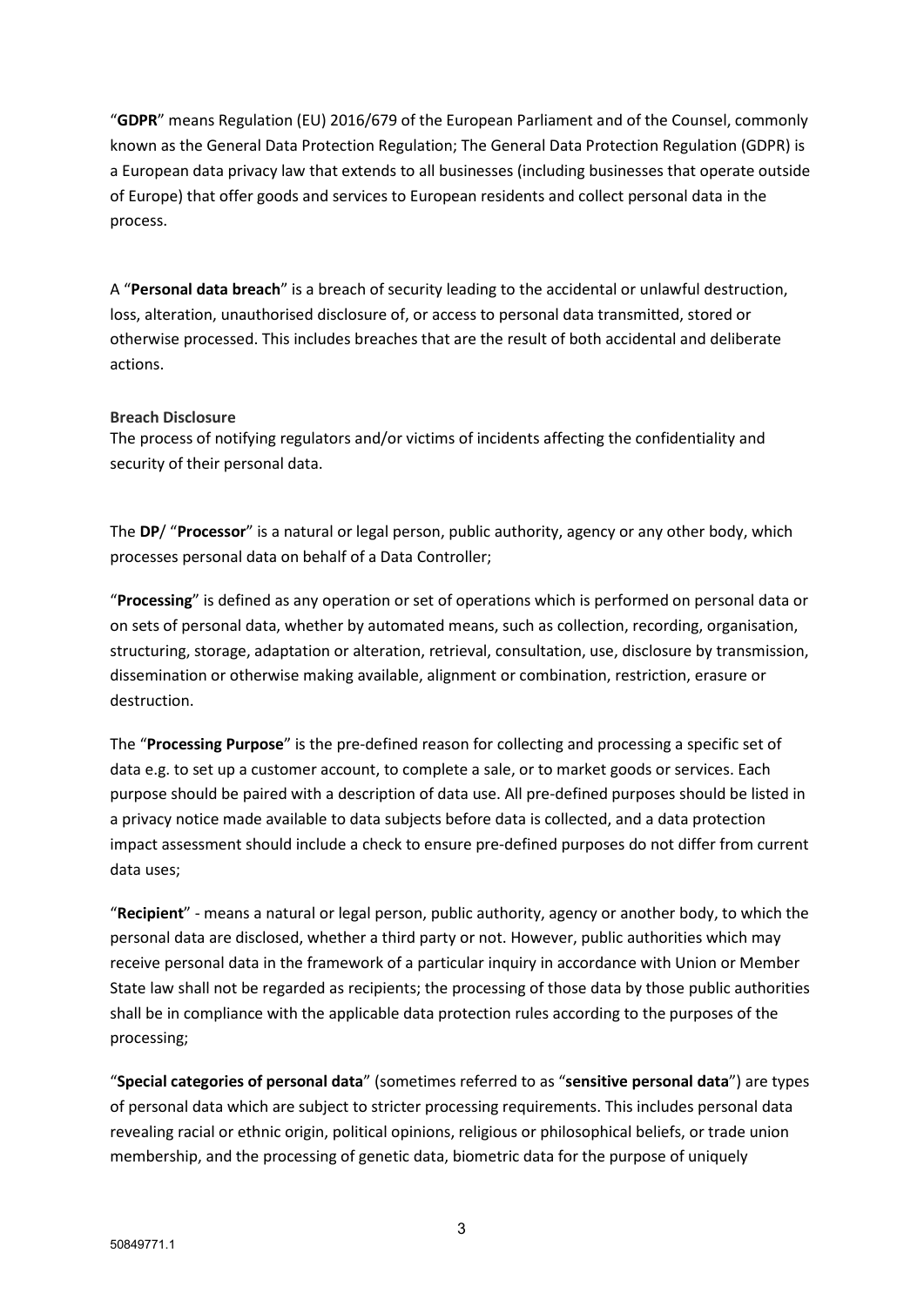"**GDPR**" means Regulation (EU) 2016/679 of the European Parliament and of the Counsel, commonly known as the General Data Protection Regulation; The General Data Protection Regulation (GDPR) is a European data privacy law that extends to all businesses (including businesses that operate outside of Europe) that offer goods and services to European residents and collect personal data in the process.

A "**Personal data breach**" is a breach of security leading to the accidental or unlawful destruction, loss, alteration, unauthorised disclosure of, or access to personal data transmitted, stored or otherwise processed. This includes breaches that are the result of both accidental and deliberate actions.

**Breach Disclosure**
The process of notifying regulators and/or victims of incidents affecting the confidentiality and security of their personal data.

The **DP**/ "**Processor**" is a natural or legal person, public authority, agency or any other body, which processes personal data on behalf of a Data Controller;

"**Processing**" is defined as any operation or set of operations which is performed on personal data or on sets of personal data, whether by automated means, such as collection, recording, organisation, structuring, storage, adaptation or alteration, retrieval, consultation, use, disclosure by transmission, dissemination or otherwise making available, alignment or combination, restriction, erasure or destruction.

The "**Processing Purpose**" is the pre-defined reason for collecting and processing a specific set of data e.g. to set up a customer account, to complete a sale, or to market goods or services. Each purpose should be paired with a description of data use. All pre-defined purposes should be listed in a privacy notice made available to data subjects before data is collected, and a data protection impact assessment should include a check to ensure pre-defined purposes do not differ from current data uses;

"**Recipient**" - means a natural or legal person, public authority, agency or another body, to which the personal data are disclosed, whether a third party or not. However, public authorities which may receive personal data in the framework of a particular inquiry in accordance with Union or Member State law shall not be regarded as recipients; the processing of those data by those public authorities shall be in compliance with the applicable data protection rules according to the purposes of the processing;

"**Special categories of personal data**" (sometimes referred to as "**sensitive personal data**") are types of personal data which are subject to stricter processing requirements. This includes personal data revealing racial or ethnic origin, political opinions, religious or philosophical beliefs, or trade union membership, and the processing of genetic data, biometric data for the purpose of uniquely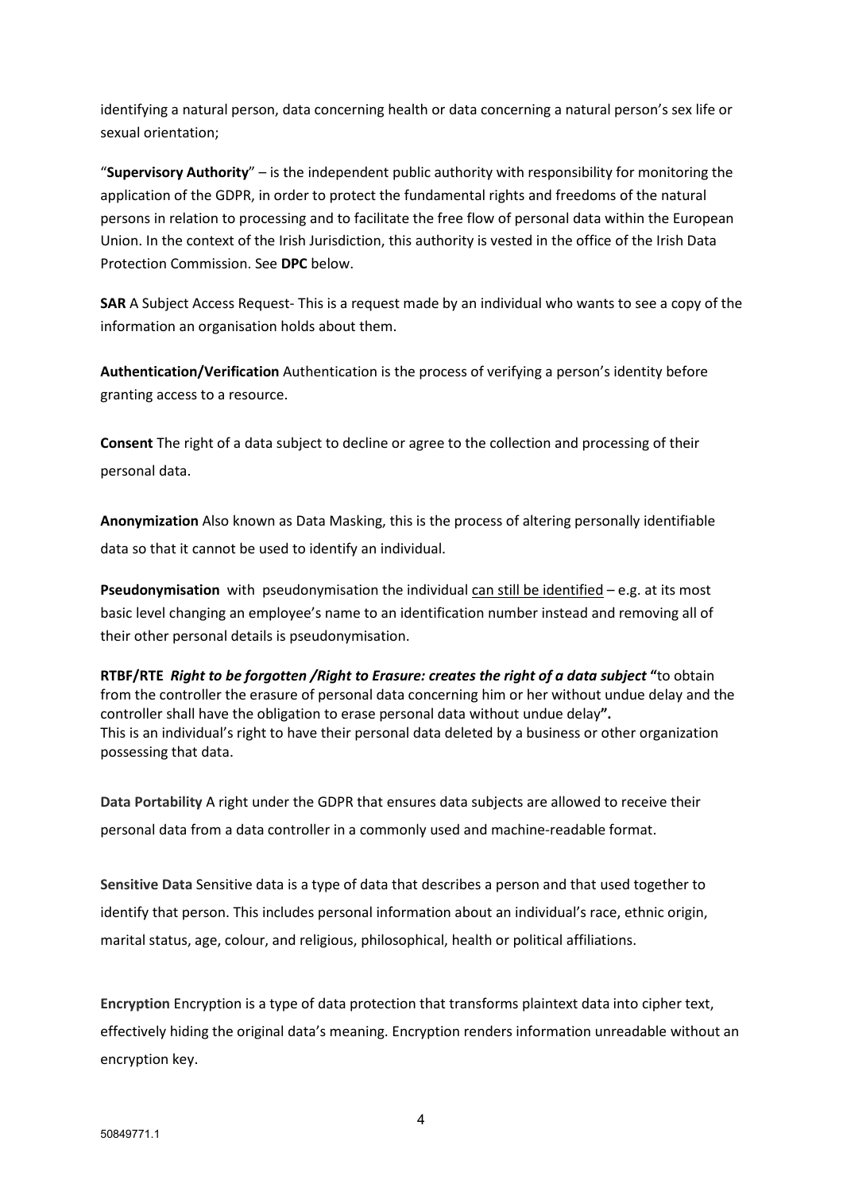identifying a natural person, data concerning health or data concerning a natural person's sex life or sexual orientation;

"**Supervisory Authority**" – is the independent public authority with responsibility for monitoring the application of the GDPR, in order to protect the fundamental rights and freedoms of the natural persons in relation to processing and to facilitate the free flow of personal data within the European Union. In the context of the Irish Jurisdiction, this authority is vested in the office of the Irish Data Protection Commission. See **DPC** below.

**SAR** A Subject Access Request- This is a request made by an individual who wants to see a copy of the information an organisation holds about them.

**Authentication/Verification** Authentication is the process of verifying a person's identity before granting access to a resource.

**Consent** The right of a data subject to decline or agree to the collection and processing of their personal data.

**Anonymization** Also known as Data Masking, this is the process of altering personally identifiable data so that it cannot be used to identify an individual.

**Pseudonymisation** with pseudonymisation the individual <u>can still be identified</u> – e.g. at its most basic level changing an employee's name to an identification number instead and removing all of their other personal details is pseudonymisation.

**RTBF/RTE** ***Right to be forgotten /Right to Erasure: creates the right of a data subject*** **"**to obtain from the controller the erasure of personal data concerning him or her without undue delay and the controller shall have the obligation to erase personal data without undue delay**".**
This is an individual's right to have their personal data deleted by a business or other organization possessing that data.

**Data Portability** A right under the GDPR that ensures data subjects are allowed to receive their personal data from a data controller in a commonly used and machine-readable format.

**Sensitive Data** Sensitive data is a type of data that describes a person and that used together to identify that person. This includes personal information about an individual's race, ethnic origin, marital status, age, colour, and religious, philosophical, health or political affiliations.

**Encryption** Encryption is a type of data protection that transforms plaintext data into cipher text, effectively hiding the original data's meaning. Encryption renders information unreadable without an encryption key.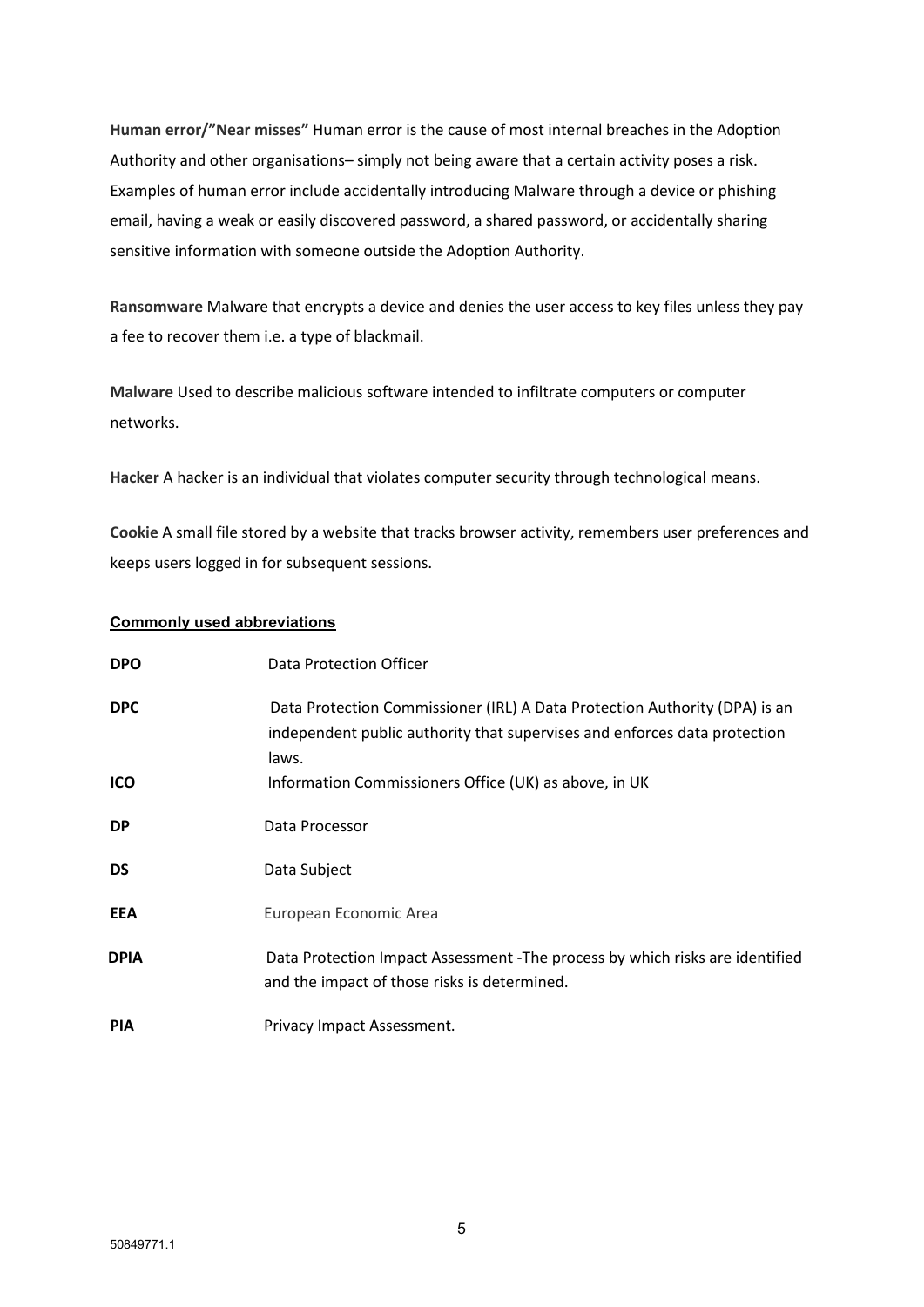**Human error/"Near misses"** Human error is the cause of most internal breaches in the Adoption Authority and other organisations– simply not being aware that a certain activity poses a risk. Examples of human error include accidentally introducing Malware through a device or phishing email, having a weak or easily discovered password, a shared password, or accidentally sharing sensitive information with someone outside the Adoption Authority.

**Ransomware** Malware that encrypts a device and denies the user access to key files unless they pay a fee to recover them i.e. a type of blackmail.

**Malware** Used to describe malicious software intended to infiltrate computers or computer networks.

**Hacker** A hacker is an individual that violates computer security through technological means.

**Cookie** A small file stored by a website that tracks browser activity, remembers user preferences and keeps users logged in for subsequent sessions.

**<u>Commonly used abbreviations</u>**

| | |
|---|---|
| **DPO** | Data Protection Officer |
| **DPC** | Data Protection Commissioner (IRL) A Data Protection Authority (DPA) is an independent public authority that supervises and enforces data protection laws. |
| **ICO** | Information Commissioners Office (UK) as above, in UK |
| **DP** | Data Processor |
| **DS** | Data Subject |
| **EEA** | European Economic Area |
| **DPIA** | Data Protection Impact Assessment -The process by which risks are identified and the impact of those risks is determined. |
| **PIA** | Privacy Impact Assessment. |

50849771.1